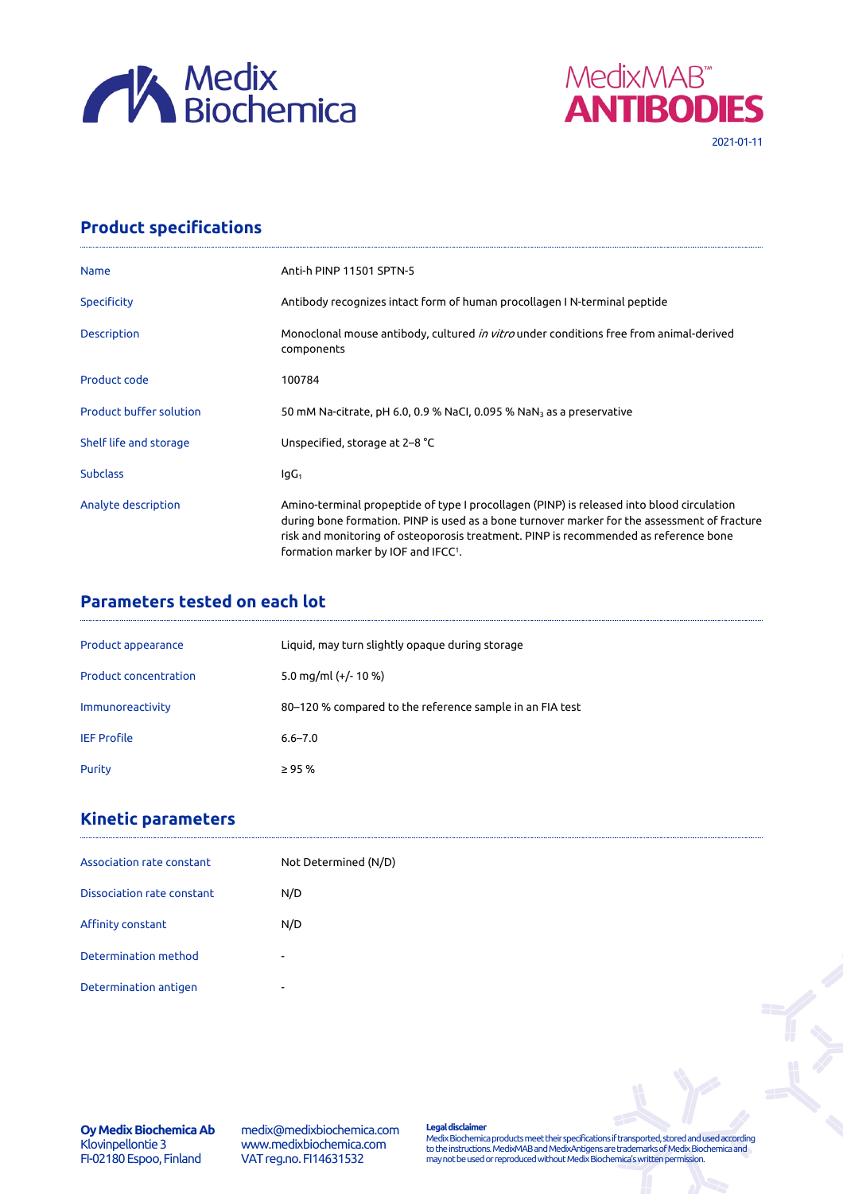Medix Biochemica

MedixMAB™ ANTIBODIES

2021-01-11

## Product specifications

| | |
|---|---|
| Name | Anti-h PINP 11501 SPTN-5 |
| Specificity | Antibody recognizes intact form of human procollagen I N-terminal peptide |
| Description | Monoclonal mouse antibody, cultured *in vitro* under conditions free from animal-derived components |
| Product code | 100784 |
| Product buffer solution | 50 mM Na-citrate, pH 6.0, 0.9 % NaCl, 0.095 % $NaN_3$ as a preservative |
| Shelf life and storage | Unspecified, storage at 2–8 °C |
| Subclass | $IgG_1$ |
| Analyte description | Amino-terminal propeptide of type I procollagen (PINP) is released into blood circulation during bone formation. PINP is used as a bone turnover marker for the assessment of fracture risk and monitoring of osteoporosis treatment. PINP is recommended as reference bone formation marker by IOF and IFCC[1]. |

## Parameters tested on each lot

| | |
|---|---|
| Product appearance | Liquid, may turn slightly opaque during storage |
| Product concentration | 5.0 mg/ml (+/- 10 %) |
| Immunoreactivity | 80–120 % compared to the reference sample in an FIA test |
| IEF Profile | 6.6–7.0 |
| Purity | ≥ 95 % |

## Kinetic parameters

| | |
|---|---|
| Association rate constant | Not Determined (N/D) |
| Dissociation rate constant | N/D |
| Affinity constant | N/D |
| Determination method | - |
| Determination antigen | - |

**Oy Medix Biochemica Ab**
Klovinpellontie 3
FI-02180 Espoo, Finland

medix@medixbiochemica.com
www.medixbiochemica.com
VAT reg.no. FI14631532

**Legal disclaimer**
Medix Biochemica products meet their specifications if transported, stored and used according to the instructions. MedixMAB and MedixAntigens are trademarks of Medix Biochemica and may not be used or reproduced without Medix Biochemica's written permission.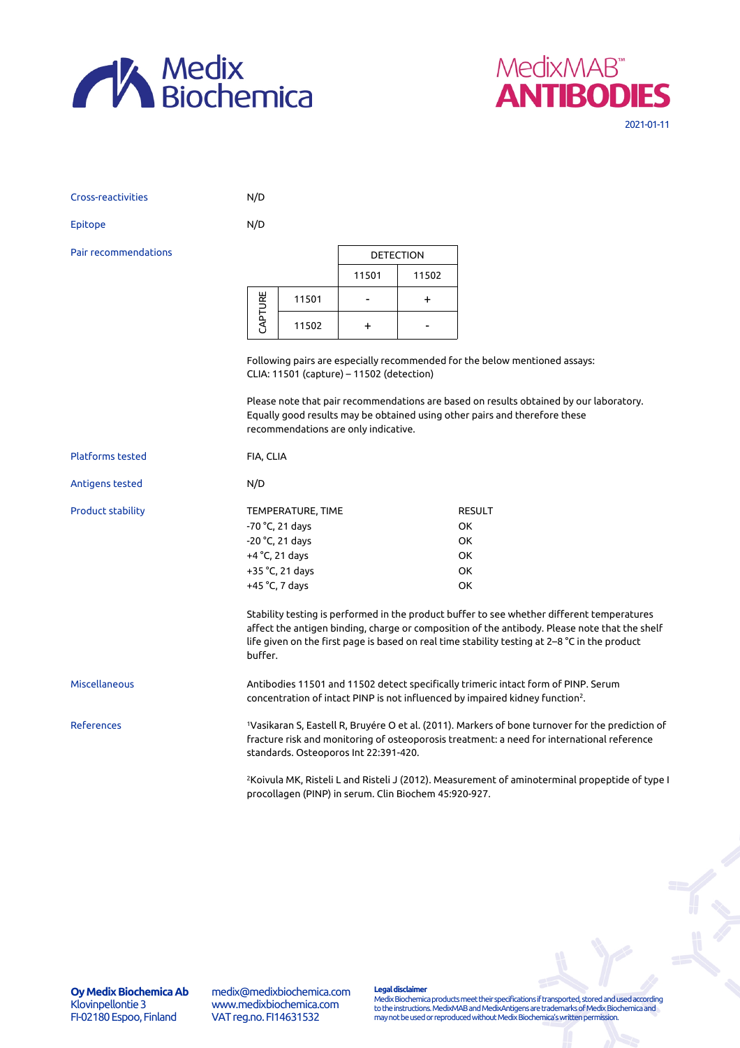Cross-reactivities N/D

Epitope N/D

Pair recommendations

| | | DETECTION | |
|---|---|---|---|
| | | 11501 | 11502 |
| CAPTURE | 11501 | - | + |
| | 11502 | + | - |

Following pairs are especially recommended for the below mentioned assays:
CLIA: 11501 (capture) – 11502 (detection)

Please note that pair recommendations are based on results obtained by our laboratory. Equally good results may be obtained using other pairs and therefore these recommendations are only indicative.

Platforms tested FIA, CLIA

Antigens tested N/D

Product stability

| TEMPERATURE, TIME | RESULT |
|---|---|
| -70 °C, 21 days | OK |
| -20 °C, 21 days | OK |
| +4 °C, 21 days | OK |
| +35 °C, 21 days | OK |
| +45 °C, 7 days | OK |

Stability testing is performed in the product buffer to see whether different temperatures affect the antigen binding, charge or composition of the antibody. Please note that the shelf life given on the first page is based on real time stability testing at 2–8 °C in the product buffer.

Miscellaneous Antibodies 11501 and 11502 detect specifically trimeric intact form of PINP. Serum concentration of intact PINP is not influenced by impaired kidney function[2].

References

[1]Vasikaran S, Eastell R, Bruyére O et al. (2011). Markers of bone turnover for the prediction of fracture risk and monitoring of osteoporosis treatment: a need for international reference standards. Osteoporos Int 22:391-420.

[2]Koivula MK, Risteli L and Risteli J (2012). Measurement of aminoterminal propeptide of type I procollagen (PINP) in serum. Clin Biochem 45:920-927.

**Oy Medix Biochemica Ab**
Klovinpellontie 3
FI-02180 Espoo, Finland

medix@medixbiochemica.com
www.medixbiochemica.com
VAT reg.no. FI14631532

**Legal disclaimer**
Medix Biochemica products meet their specifications if transported, stored and used according to the instructions. MedixMAB and MedixAntigens are trademarks of Medix Biochemica and may not be used or reproduced without Medix Biochemica's written permission.